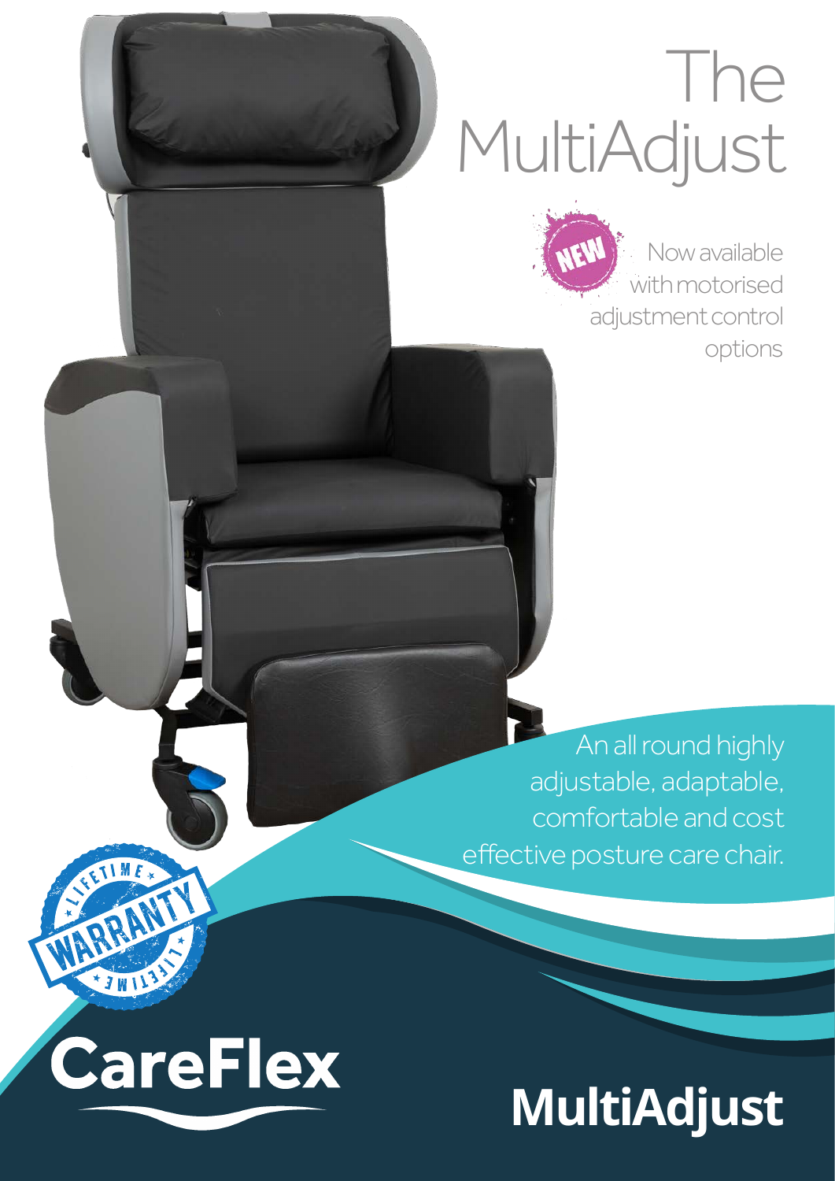# The MultiAdjust

NEW

Now available with motorised adjustment control options

An all round highly adjustable, adaptable, comfortable and cost effective posture care chair.

LIFETIME WARRANTY LIFETIME

CareFlex

MultiAdjust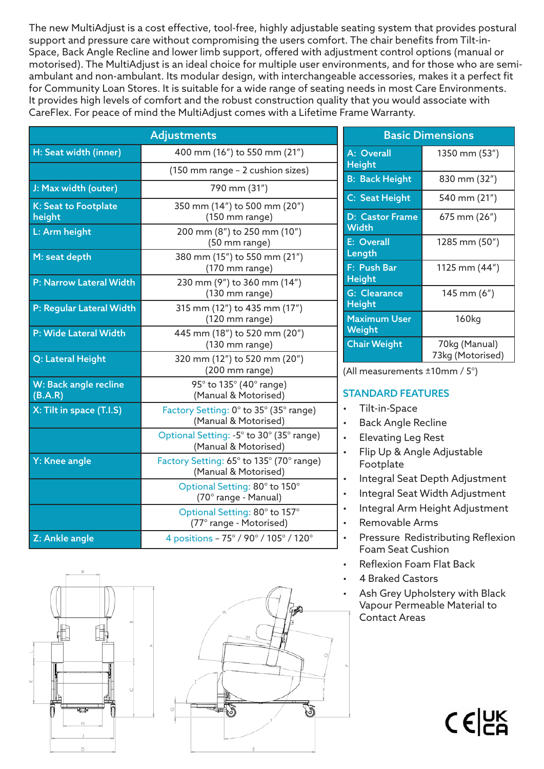The new MultiAdjust is a cost effective, tool-free, highly adjustable seating system that provides postural support and pressure care without compromising the users comfort. The chair benefits from Tilt-in-Space, Back Angle Recline and lower limb support, offered with adjustment control options (manual or motorised). The MultiAdjust is an ideal choice for multiple user environments, and for those who are semi-ambulant and non-ambulant. Its modular design, with interchangeable accessories, makes it a perfect fit for Community Loan Stores. It is suitable for a wide range of seating needs in most Care Environments. It provides high levels of comfort and the robust construction quality that you would associate with CareFlex. For peace of mind the MultiAdjust comes with a Lifetime Frame Warranty.

| Adjustments | |
|---|---|
| H: Seat width (inner) | 400 mm (16″) to 550 mm (21″) |
| | (150 mm range – 2 cushion sizes) |
| J: Max width (outer) | 790 mm (31″) |
| K: Seat to Footplate height | 350 mm (14″) to 500 mm (20″) (150 mm range) |
| L: Arm height | 200 mm (8″) to 250 mm (10″) (50 mm range) |
| M: seat depth | 380 mm (15″) to 550 mm (21″) (170 mm range) |
| P: Narrow Lateral Width | 230 mm (9″) to 360 mm (14″) (130 mm range) |
| P: Regular Lateral Width | 315 mm (12″) to 435 mm (17″) (120 mm range) |
| P: Wide Lateral Width | 445 mm (18″) to 520 mm (20″) (130 mm range) |
| Q: Lateral Height | 320 mm (12″) to 520 mm (20″) (200 mm range) |
| W: Back angle recline (B.A.R) | 95° to 135° (40° range) (Manual & Motorised) |
| X: Tilt in space (T.I.S) | Factory Setting: 0° to 35° (35° range) (Manual & Motorised) |
| | Optional Setting: -5° to 30° (35° range) (Manual & Motorised) |
| Y: Knee angle | Factory Setting: 65° to 135° (70° range) (Manual & Motorised) |
| | Optional Setting: 80° to 150° (70° range - Manual) |
| | Optional Setting: 80° to 157° (77° range - Motorised) |
| Z: Ankle angle | 4 positions – 75° / 90° / 105° / 120° |

| Basic Dimensions | |
|---|---|
| A: Overall Height | 1350 mm (53″) |
| B: Back Height | 830 mm (32″) |
| C: Seat Height | 540 mm (21″) |
| D: Castor Frame Width | 675 mm (26″) |
| E: Overall Length | 1285 mm (50″) |
| F: Push Bar Height | 1125 mm (44″) |
| G: Clearance Height | 145 mm (6″) |
| Maximum User Weight | 160kg |
| Chair Weight | 70kg (Manual) 73kg (Motorised) |

(All measurements ±10mm / 5°)

## STANDARD FEATURES

- Tilt-in-Space
- Back Angle Recline
- Elevating Leg Rest
- Flip Up & Angle Adjustable Footplate
- Integral Seat Depth Adjustment
- Integral Seat Width Adjustment
- Integral Arm Height Adjustment
- Removable Arms
- Pressure Redistributing Reflexion Foam Seat Cushion
- Reflexion Foam Flat Back
- 4 Braked Castors
- Ash Grey Upholstery with Black Vapour Permeable Material to Contact Areas

CE | UK CA